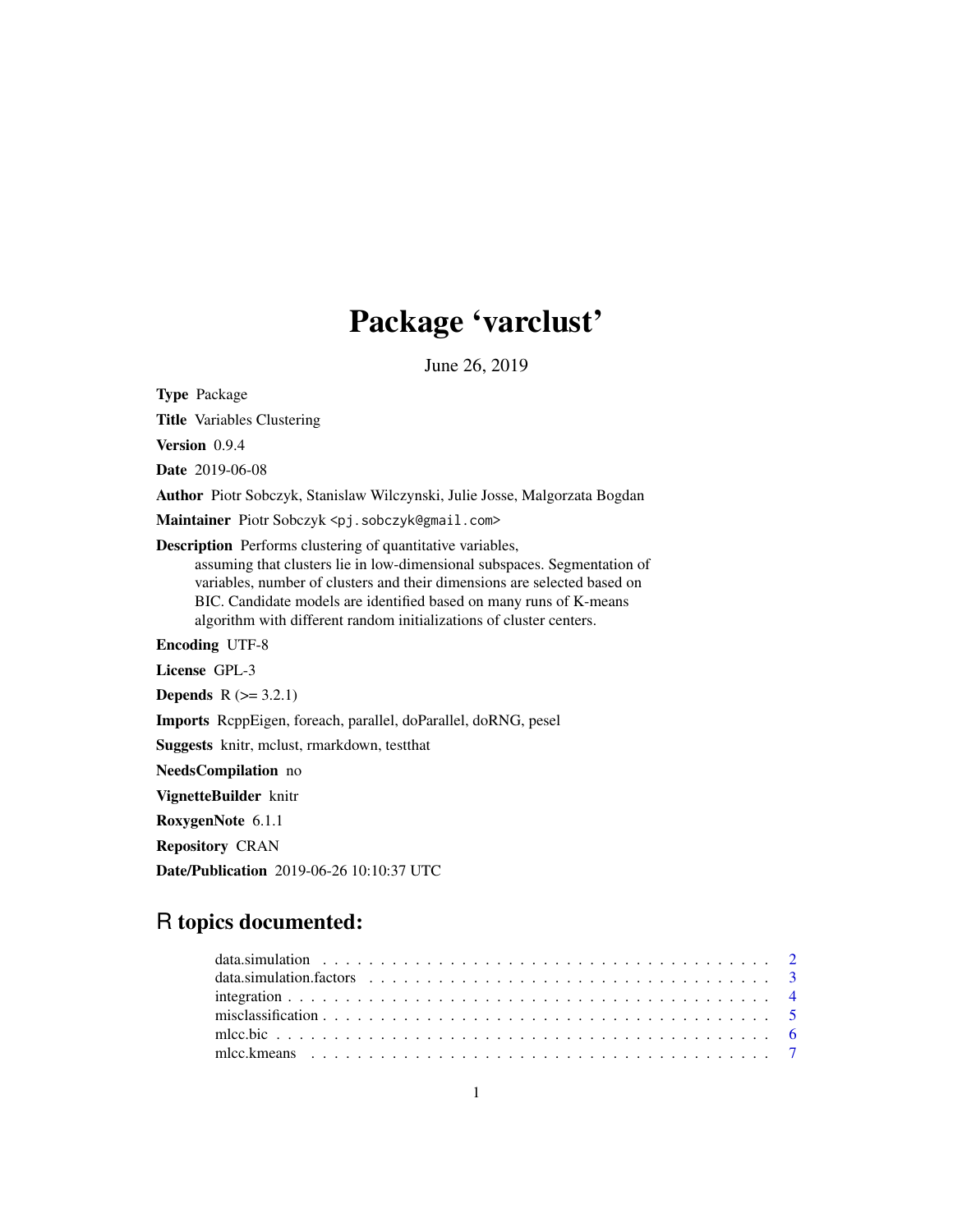# Package 'varclust'

June 26, 2019

**Type** Package

**Title** Variables Clustering

**Version** 0.9.4

**Date** 2019-06-08

**Author** Piotr Sobczyk, Stanislaw Wilczynski, Julie Josse, Malgorzata Bogdan

**Maintainer** Piotr Sobczyk <pj.sobczyk@gmail.com>

**Description** Performs clustering of quantitative variables, assuming that clusters lie in low-dimensional subspaces. Segmentation of variables, number of clusters and their dimensions are selected based on BIC. Candidate models are identified based on many runs of K-means algorithm with different random initializations of cluster centers.

**Encoding** UTF-8

**License** GPL-3

**Depends** R (>= 3.2.1)

**Imports** RcppEigen, foreach, parallel, doParallel, doRNG, pesel

**Suggests** knitr, mclust, rmarkdown, testthat

**NeedsCompilation** no

**VignetteBuilder** knitr

**RoxygenNote** 6.1.1

**Repository** CRAN

**Date/Publication** 2019-06-26 10:10:37 UTC

## R topics documented:

- data.simulation . . . . . . . . . . . . . . . . . . . . . . . . . . . . . . . . . . . . . 2
- data.simulation.factors . . . . . . . . . . . . . . . . . . . . . . . . . . . . . . . . . 3
- integration . . . . . . . . . . . . . . . . . . . . . . . . . . . . . . . . . . . . . . . . 4
- misclassification . . . . . . . . . . . . . . . . . . . . . . . . . . . . . . . . . . . . . 5
- mlcc.bic . . . . . . . . . . . . . . . . . . . . . . . . . . . . . . . . . . . . . . . . . . 6
- mlcc.kmeans . . . . . . . . . . . . . . . . . . . . . . . . . . . . . . . . . . . . . . . 7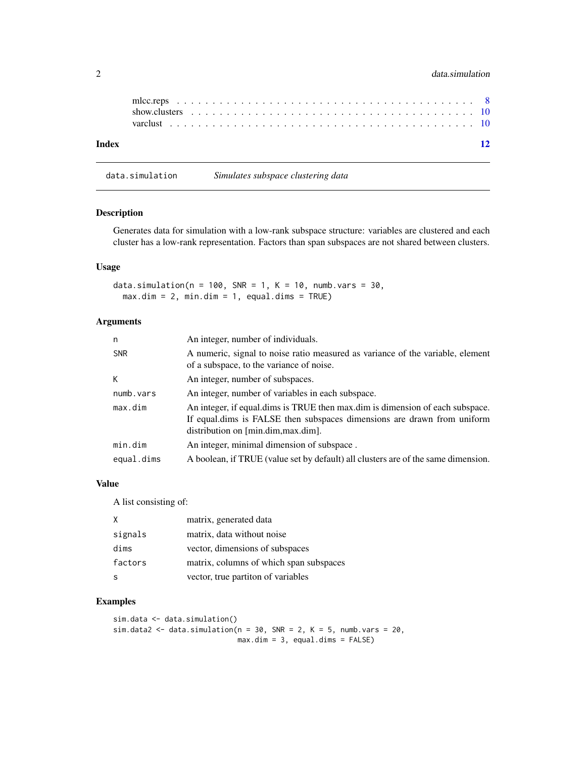mlcc.reps . . . . . . . . . . . . . . . . . . . . . . . . . . . . . . . . . . . . . . 8
show.clusters . . . . . . . . . . . . . . . . . . . . . . . . . . . . . . . . . . . . 10
varclust . . . . . . . . . . . . . . . . . . . . . . . . . . . . . . . . . . . . . . 10

**Index** **12**

---

## data.simulation *Simulates subspace clustering data*

---

### Description

Generates data for simulation with a low-rank subspace structure: variables are clustered and each cluster has a low-rank representation. Factors than span subspaces are not shared between clusters.

### Usage

```
data.simulation(n = 100, SNR = 1, K = 10, numb.vars = 30,
  max.dim = 2, min.dim = 1, equal.dims = TRUE)
```

### Arguments

| | |
|---|---|
| `n` | An integer, number of individuals. |
| `SNR` | A numeric, signal to noise ratio measured as variance of the variable, element of a subspace, to the variance of noise. |
| `K` | An integer, number of subspaces. |
| `numb.vars` | An integer, number of variables in each subspace. |
| `max.dim` | An integer, if equal.dims is TRUE then max.dim is dimension of each subspace. If equal.dims is FALSE then subspaces dimensions are drawn from uniform distribution on [min.dim,max.dim]. |
| `min.dim` | An integer, minimal dimension of subspace . |
| `equal.dims` | A boolean, if TRUE (value set by default) all clusters are of the same dimension. |

### Value

A list consisting of:

| | |
|---|---|
| `X` | matrix, generated data |
| `signals` | matrix, data without noise |
| `dims` | vector, dimensions of subspaces |
| `factors` | matrix, columns of which span subspaces |
| `s` | vector, true partiton of variables |

### Examples

```
sim.data <- data.simulation()
sim.data2 <- data.simulation(n = 30, SNR = 2, K = 5, numb.vars = 20,
                             max.dim = 3, equal.dims = FALSE)
```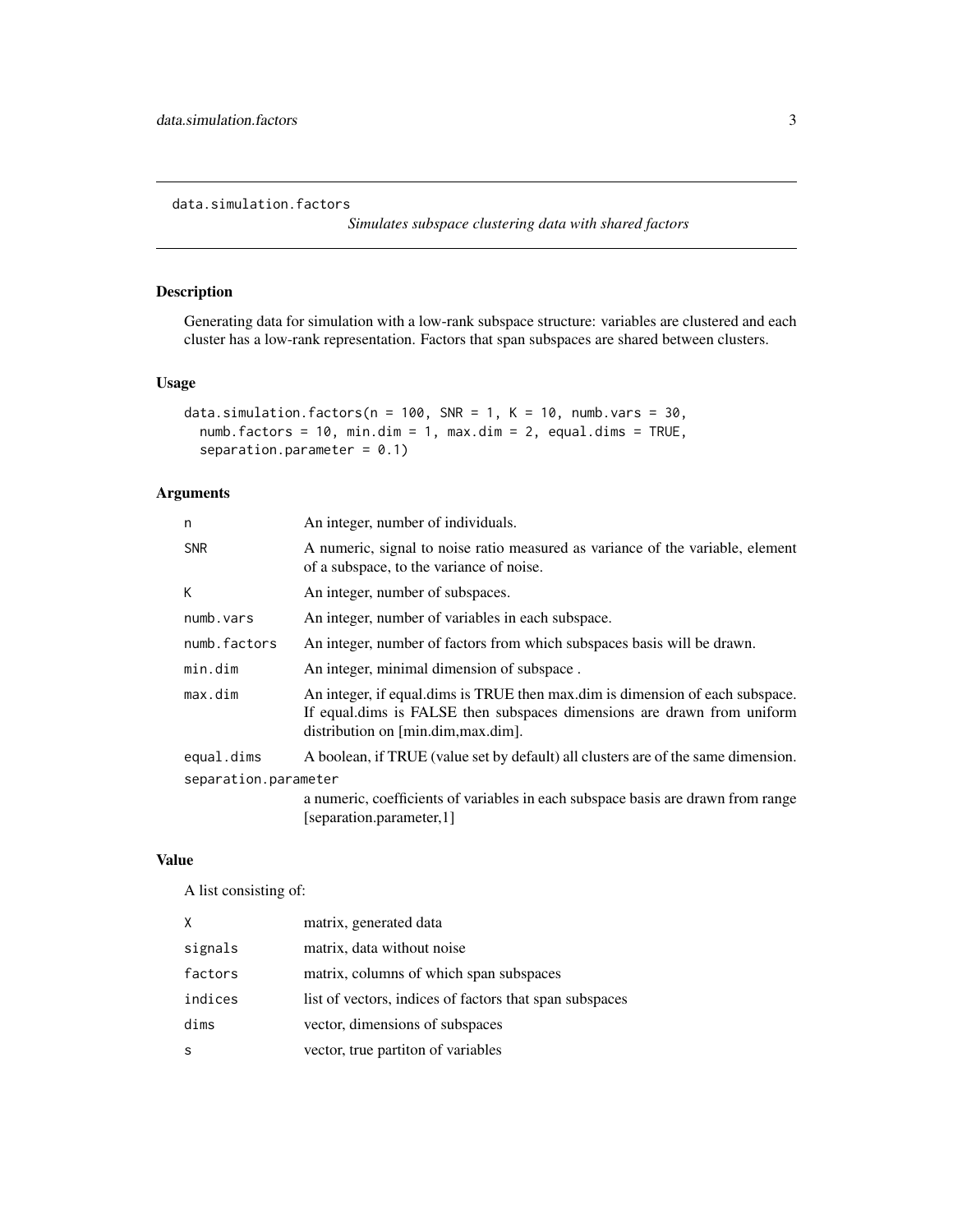## data.simulation.factors

*Simulates subspace clustering data with shared factors*

### Description

Generating data for simulation with a low-rank subspace structure: variables are clustered and each cluster has a low-rank representation. Factors that span subspaces are shared between clusters.

### Usage

```
data.simulation.factors(n = 100, SNR = 1, K = 10, numb.vars = 30,
  numb.factors = 10, min.dim = 1, max.dim = 2, equal.dims = TRUE,
  separation.parameter = 0.1)
```

### Arguments

| | |
|---|---|
| n | An integer, number of individuals. |
| SNR | A numeric, signal to noise ratio measured as variance of the variable, element of a subspace, to the variance of noise. |
| K | An integer, number of subspaces. |
| numb.vars | An integer, number of variables in each subspace. |
| numb.factors | An integer, number of factors from which subspaces basis will be drawn. |
| min.dim | An integer, minimal dimension of subspace . |
| max.dim | An integer, if equal.dims is TRUE then max.dim is dimension of each subspace. If equal.dims is FALSE then subspaces dimensions are drawn from uniform distribution on [min.dim,max.dim]. |
| equal.dims | A boolean, if TRUE (value set by default) all clusters are of the same dimension. |
| separation.parameter | a numeric, coefficients of variables in each subspace basis are drawn from range [separation.parameter,1] |

### Value

A list consisting of:

| | |
|---|---|
| X | matrix, generated data |
| signals | matrix, data without noise |
| factors | matrix, columns of which span subspaces |
| indices | list of vectors, indices of factors that span subspaces |
| dims | vector, dimensions of subspaces |
| s | vector, true partiton of variables |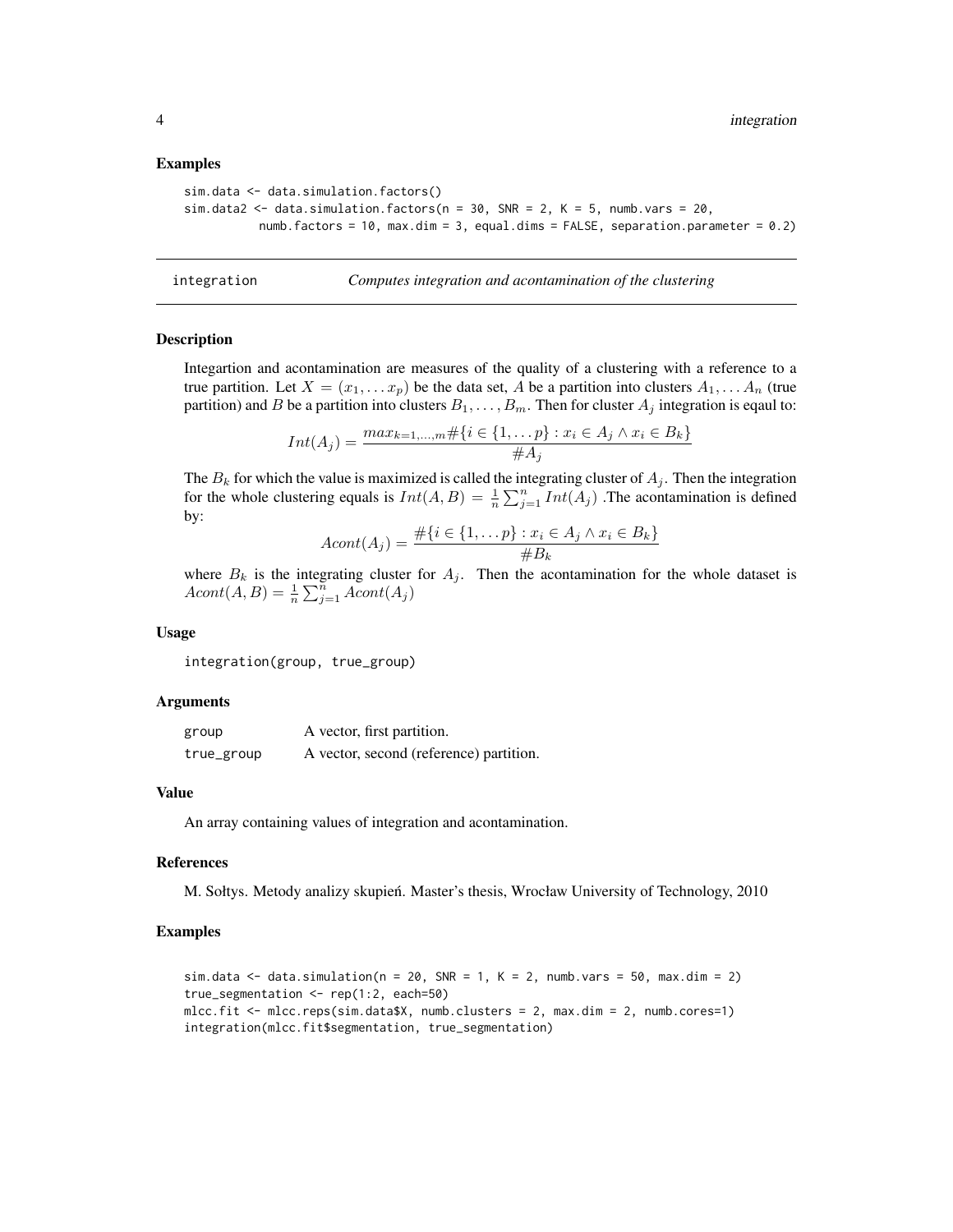### Examples

```
sim.data <- data.simulation.factors()
sim.data2 <- data.simulation.factors(n = 30, SNR = 2, K = 5, numb.vars = 20,
           numb.factors = 10, max.dim = 3, equal.dims = FALSE, separation.parameter = 0.2)
```

---

## integration    *Computes integration and acontamination of the clustering*

---

### Description

Integartion and acontamination are measures of the quality of a clustering with a reference to a true partition. Let $X = (x_1, \dots x_p)$ be the data set, $A$ be a partition into clusters $A_1, \dots A_n$ (true partition) and $B$ be a partition into clusters $B_1, \dots, B_m$. Then for cluster $A_j$ integration is eqaul to:

$$Int(A_j) = \frac{max_{k=1,\dots,m} \#\{i \in \{1, \dots p\} : x_i \in A_j \wedge x_i \in B_k\}}{\#A_j}$$

The $B_k$ for which the value is maximized is called the integrating cluster of $A_j$. Then the integration for the whole clustering equals is $Int(A, B) = \frac{1}{n} \sum_{j=1}^{n} Int(A_j)$ .The acontamination is defined by:

$$Acont(A_j) = \frac{\#\{i \in \{1, \dots p\} : x_i \in A_j \wedge x_i \in B_k\}}{\#B_k}$$

where $B_k$ is the integrating cluster for $A_j$. Then the acontamination for the whole dataset is $Acont(A, B) = \frac{1}{n} \sum_{j=1}^{n} Acont(A_j)$

### Usage

```
integration(group, true_group)
```

### Arguments

| | |
|---|---|
| group | A vector, first partition. |
| true_group | A vector, second (reference) partition. |

### Value

An array containing values of integration and acontamination.

### References

M. Sołtys. Metody analizy skupień. Master's thesis, Wrocław University of Technology, 2010

### Examples

```
sim.data <- data.simulation(n = 20, SNR = 1, K = 2, numb.vars = 50, max.dim = 2)
true_segmentation <- rep(1:2, each=50)
mlcc.fit <- mlcc.reps(sim.data$X, numb.clusters = 2, max.dim = 2, numb.cores=1)
integration(mlcc.fit$segmentation, true_segmentation)
```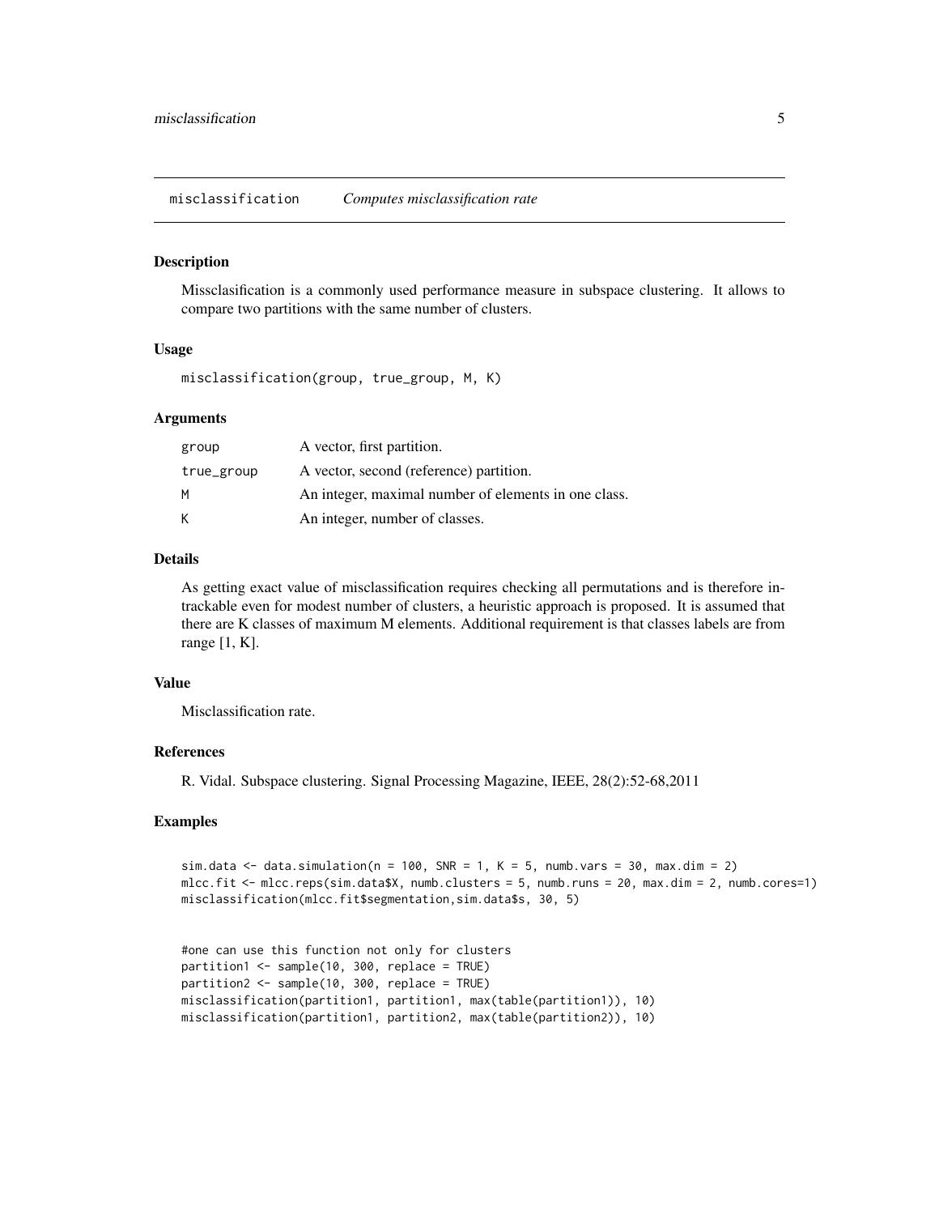## misclassification *Computes misclassification rate*

### Description

Missclasification is a commonly used performance measure in subspace clustering. It allows to compare two partitions with the same number of clusters.

### Usage

```
misclassification(group, true_group, M, K)
```

### Arguments

| | |
|---|---|
| group | A vector, first partition. |
| true_group | A vector, second (reference) partition. |
| M | An integer, maximal number of elements in one class. |
| K | An integer, number of classes. |

### Details

As getting exact value of misclassification requires checking all permutations and is therefore intrackable even for modest number of clusters, a heuristic approach is proposed. It is assumed that there are K classes of maximum M elements. Additional requirement is that classes labels are from range [1, K].

### Value

Misclassification rate.

### References

R. Vidal. Subspace clustering. Signal Processing Magazine, IEEE, 28(2):52-68,2011

### Examples

```
sim.data <- data.simulation(n = 100, SNR = 1, K = 5, numb.vars = 30, max.dim = 2)
mlcc.fit <- mlcc.reps(sim.data$X, numb.clusters = 5, numb.runs = 20, max.dim = 2, numb.cores=1)
misclassification(mlcc.fit$segmentation,sim.data$s, 30, 5)


#one can use this function not only for clusters
partition1 <- sample(10, 300, replace = TRUE)
partition2 <- sample(10, 300, replace = TRUE)
misclassification(partition1, partition1, max(table(partition1)), 10)
misclassification(partition1, partition2, max(table(partition2)), 10)
```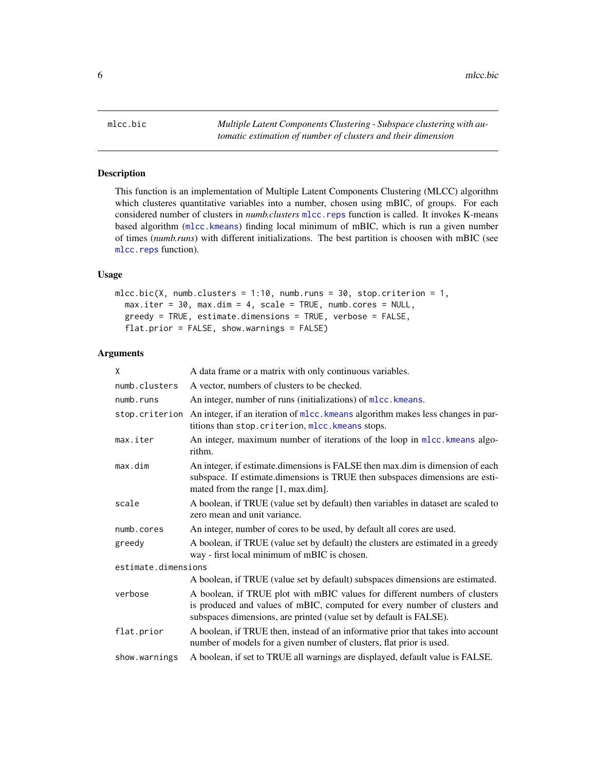**mlcc.bic** — *Multiple Latent Components Clustering - Subspace clustering with automatic estimation of number of clusters and their dimension*

## Description

This function is an implementation of Multiple Latent Components Clustering (MLCC) algorithm which clusteres quantitative variables into a number, chosen using mBIC, of groups. For each considered number of clusters in *numb.clusters* mlcc.reps function is called. It invokes K-means based algorithm (mlcc.kmeans) finding local minimum of mBIC, which is run a given number of times (*numb.runs*) with different initializations. The best partition is choosen with mBIC (see mlcc.reps function).

## Usage

```
mlcc.bic(X, numb.clusters = 1:10, numb.runs = 30, stop.criterion = 1,
  max.iter = 30, max.dim = 4, scale = TRUE, numb.cores = NULL,
  greedy = TRUE, estimate.dimensions = TRUE, verbose = FALSE,
  flat.prior = FALSE, show.warnings = FALSE)
```

## Arguments

| | |
|---|---|
| X | A data frame or a matrix with only continuous variables. |
| numb.clusters | A vector, numbers of clusters to be checked. |
| numb.runs | An integer, number of runs (initializations) of mlcc.kmeans. |
| stop.criterion | An integer, if an iteration of mlcc.kmeans algorithm makes less changes in partitions than stop.criterion, mlcc.kmeans stops. |
| max.iter | An integer, maximum number of iterations of the loop in mlcc.kmeans algorithm. |
| max.dim | An integer, if estimate.dimensions is FALSE then max.dim is dimension of each subspace. If estimate.dimensions is TRUE then subspaces dimensions are estimated from the range [1, max.dim]. |
| scale | A boolean, if TRUE (value set by default) then variables in dataset are scaled to zero mean and unit variance. |
| numb.cores | An integer, number of cores to be used, by default all cores are used. |
| greedy | A boolean, if TRUE (value set by default) the clusters are estimated in a greedy way - first local minimum of mBIC is chosen. |
| estimate.dimensions | A boolean, if TRUE (value set by default) subspaces dimensions are estimated. |
| verbose | A boolean, if TRUE plot with mBIC values for different numbers of clusters is produced and values of mBIC, computed for every number of clusters and subspaces dimensions, are printed (value set by default is FALSE). |
| flat.prior | A boolean, if TRUE then, instead of an informative prior that takes into account number of models for a given number of clusters, flat prior is used. |
| show.warnings | A boolean, if set to TRUE all warnings are displayed, default value is FALSE. |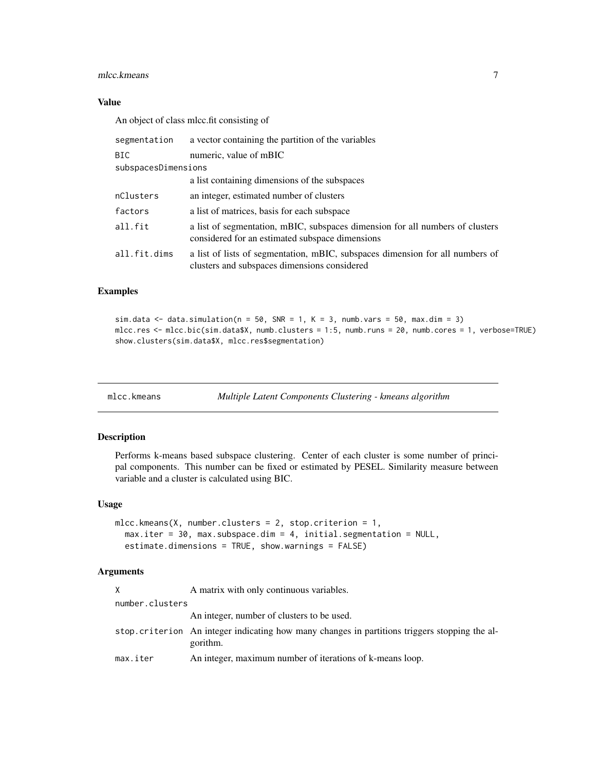### Value

An object of class mlcc.fit consisting of

| | |
|---|---|
| segmentation | a vector containing the partition of the variables |
| BIC | numeric, value of mBIC |
| subspacesDimensions | a list containing dimensions of the subspaces |
| nClusters | an integer, estimated number of clusters |
| factors | a list of matrices, basis for each subspace |
| all.fit | a list of segmentation, mBIC, subspaces dimension for all numbers of clusters considered for an estimated subspace dimensions |
| all.fit.dims | a list of lists of segmentation, mBIC, subspaces dimension for all numbers of clusters and subspaces dimensions considered |

### Examples

```
sim.data <- data.simulation(n = 50, SNR = 1, K = 3, numb.vars = 50, max.dim = 3)
mlcc.res <- mlcc.bic(sim.data$X, numb.clusters = 1:5, numb.runs = 20, numb.cores = 1, verbose=TRUE)
show.clusters(sim.data$X, mlcc.res$segmentation)
```

---

## mlcc.kmeans — *Multiple Latent Components Clustering - kmeans algorithm*

### Description

Performs k-means based subspace clustering. Center of each cluster is some number of principal components. This number can be fixed or estimated by PESEL. Similarity measure between variable and a cluster is calculated using BIC.

### Usage

```
mlcc.kmeans(X, number.clusters = 2, stop.criterion = 1,
  max.iter = 30, max.subspace.dim = 4, initial.segmentation = NULL,
  estimate.dimensions = TRUE, show.warnings = FALSE)
```

### Arguments

| | |
|---|---|
| X | A matrix with only continuous variables. |
| number.clusters | An integer, number of clusters to be used. |
| stop.criterion | An integer indicating how many changes in partitions triggers stopping the algorithm. |
| max.iter | An integer, maximum number of iterations of k-means loop. |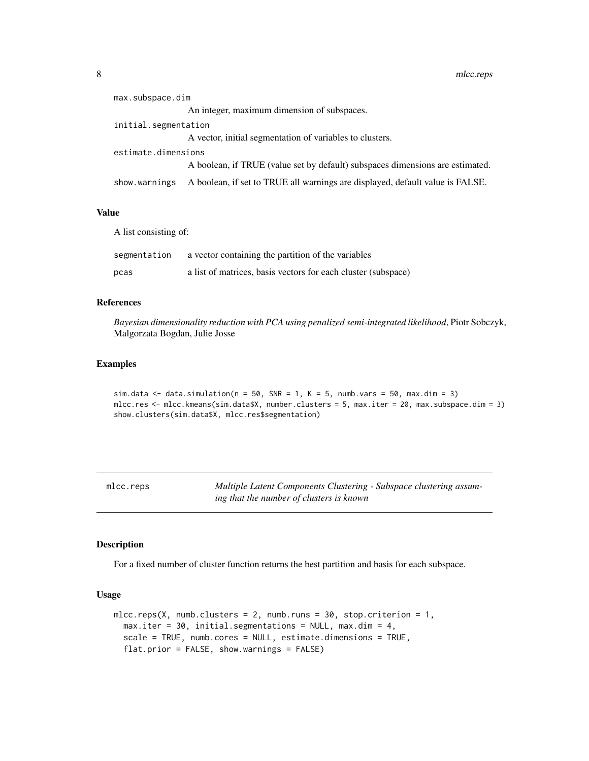max.subspace.dim
  An integer, maximum dimension of subspaces.

initial.segmentation
  A vector, initial segmentation of variables to clusters.

estimate.dimensions
  A boolean, if TRUE (value set by default) subspaces dimensions are estimated.

show.warnings
  A boolean, if set to TRUE all warnings are displayed, default value is FALSE.

### Value

A list consisting of:

| | |
|---|---|
| segmentation | a vector containing the partition of the variables |
| pcas | a list of matrices, basis vectors for each cluster (subspace) |

### References

*Bayesian dimensionality reduction with PCA using penalized semi-integrated likelihood*, Piotr Sobczyk, Malgorzata Bogdan, Julie Josse

### Examples

```
sim.data <- data.simulation(n = 50, SNR = 1, K = 5, numb.vars = 50, max.dim = 3)
mlcc.res <- mlcc.kmeans(sim.data$X, number.clusters = 5, max.iter = 20, max.subspace.dim = 3)
show.clusters(sim.data$X, mlcc.res$segmentation)
```

---

## mlcc.reps

*Multiple Latent Components Clustering - Subspace clustering assuming that the number of clusters is known*

### Description

For a fixed number of cluster function returns the best partition and basis for each subspace.

### Usage

```
mlcc.reps(X, numb.clusters = 2, numb.runs = 30, stop.criterion = 1,
  max.iter = 30, initial.segmentations = NULL, max.dim = 4,
  scale = TRUE, numb.cores = NULL, estimate.dimensions = TRUE,
  flat.prior = FALSE, show.warnings = FALSE)
```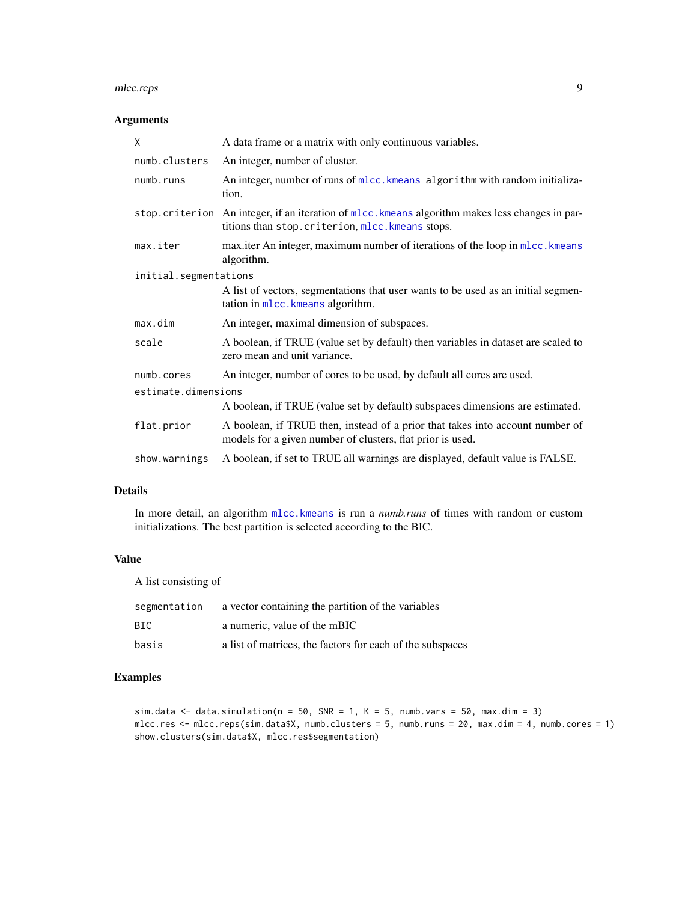## Arguments

| | |
|---|---|
| X | A data frame or a matrix with only continuous variables. |
| numb.clusters | An integer, number of cluster. |
| numb.runs | An integer, number of runs of mlcc.kmeans algorithm with random initialization. |
| stop.criterion | An integer, if an iteration of mlcc.kmeans algorithm makes less changes in partitions than stop.criterion, mlcc.kmeans stops. |
| max.iter | max.iter An integer, maximum number of iterations of the loop in mlcc.kmeans algorithm. |
| initial.segmentations | A list of vectors, segmentations that user wants to be used as an initial segmentation in mlcc.kmeans algorithm. |
| max.dim | An integer, maximal dimension of subspaces. |
| scale | A boolean, if TRUE (value set by default) then variables in dataset are scaled to zero mean and unit variance. |
| numb.cores | An integer, number of cores to be used, by default all cores are used. |
| estimate.dimensions | A boolean, if TRUE (value set by default) subspaces dimensions are estimated. |
| flat.prior | A boolean, if TRUE then, instead of a prior that takes into account number of models for a given number of clusters, flat prior is used. |
| show.warnings | A boolean, if set to TRUE all warnings are displayed, default value is FALSE. |

## Details

In more detail, an algorithm mlcc.kmeans is run a *numb.runs* of times with random or custom initializations. The best partition is selected according to the BIC.

## Value

A list consisting of

| | |
|---|---|
| segmentation | a vector containing the partition of the variables |
| BIC | a numeric, value of the mBIC |
| basis | a list of matrices, the factors for each of the subspaces |

## Examples

```
sim.data <- data.simulation(n = 50, SNR = 1, K = 5, numb.vars = 50, max.dim = 3)
mlcc.res <- mlcc.reps(sim.data$X, numb.clusters = 5, numb.runs = 20, max.dim = 4, numb.cores = 1)
show.clusters(sim.data$X, mlcc.res$segmentation)
```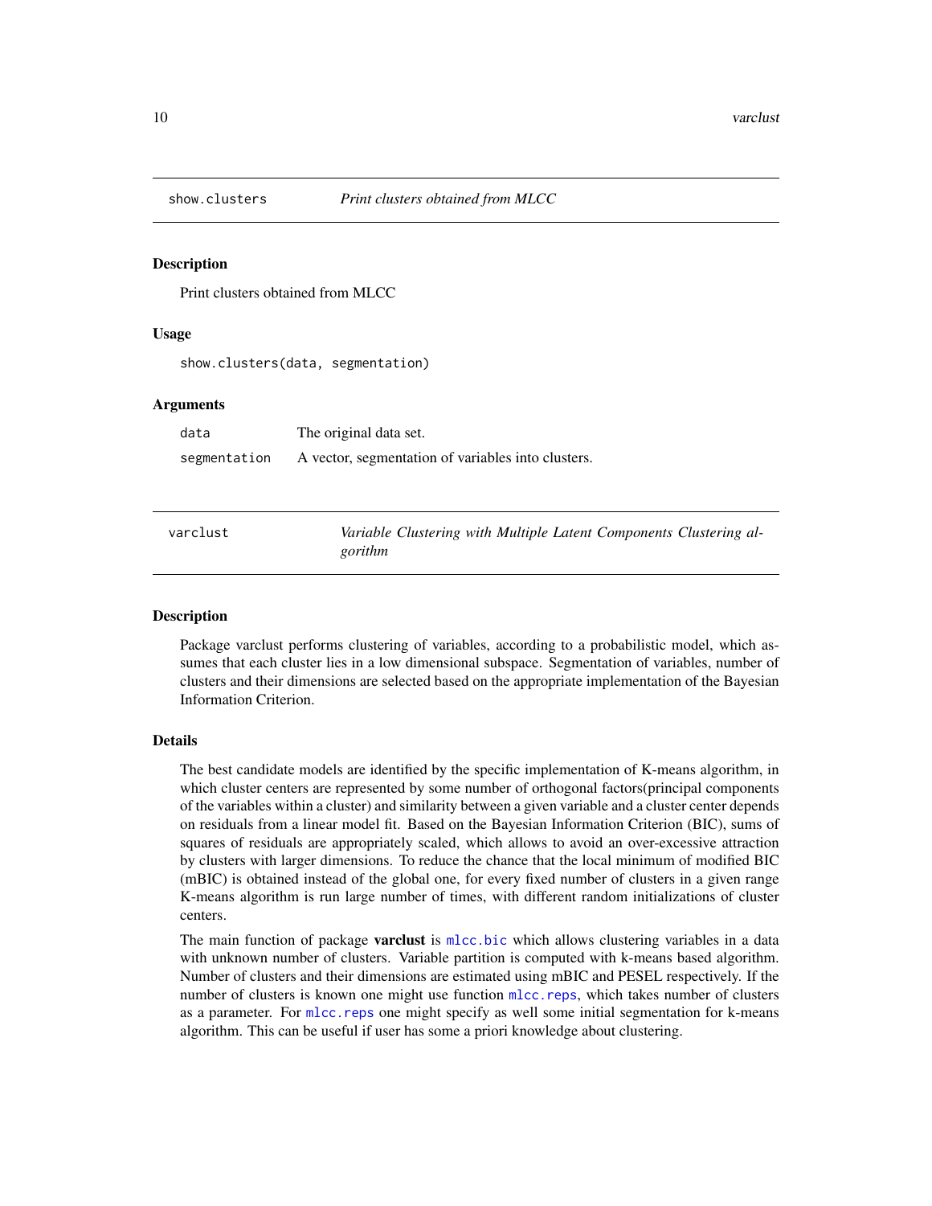## show.clusters — *Print clusters obtained from MLCC*

### Description

Print clusters obtained from MLCC

### Usage

```
show.clusters(data, segmentation)
```

### Arguments

| | |
|---|---|
| `data` | The original data set. |
| `segmentation` | A vector, segmentation of variables into clusters. |

## varclust — *Variable Clustering with Multiple Latent Components Clustering algorithm*

### Description

Package varclust performs clustering of variables, according to a probabilistic model, which assumes that each cluster lies in a low dimensional subspace. Segmentation of variables, number of clusters and their dimensions are selected based on the appropriate implementation of the Bayesian Information Criterion.

### Details

The best candidate models are identified by the specific implementation of K-means algorithm, in which cluster centers are represented by some number of orthogonal factors(principal components of the variables within a cluster) and similarity between a given variable and a cluster center depends on residuals from a linear model fit. Based on the Bayesian Information Criterion (BIC), sums of squares of residuals are appropriately scaled, which allows to avoid an over-excessive attraction by clusters with larger dimensions. To reduce the chance that the local minimum of modified BIC (mBIC) is obtained instead of the global one, for every fixed number of clusters in a given range K-means algorithm is run large number of times, with different random initializations of cluster centers.

The main function of package **varclust** is `mlcc.bic` which allows clustering variables in a data with unknown number of clusters. Variable partition is computed with k-means based algorithm. Number of clusters and their dimensions are estimated using mBIC and PESEL respectively. If the number of clusters is known one might use function `mlcc.reps`, which takes number of clusters as a parameter. For `mlcc.reps` one might specify as well some initial segmentation for k-means algorithm. This can be useful if user has some a priori knowledge about clustering.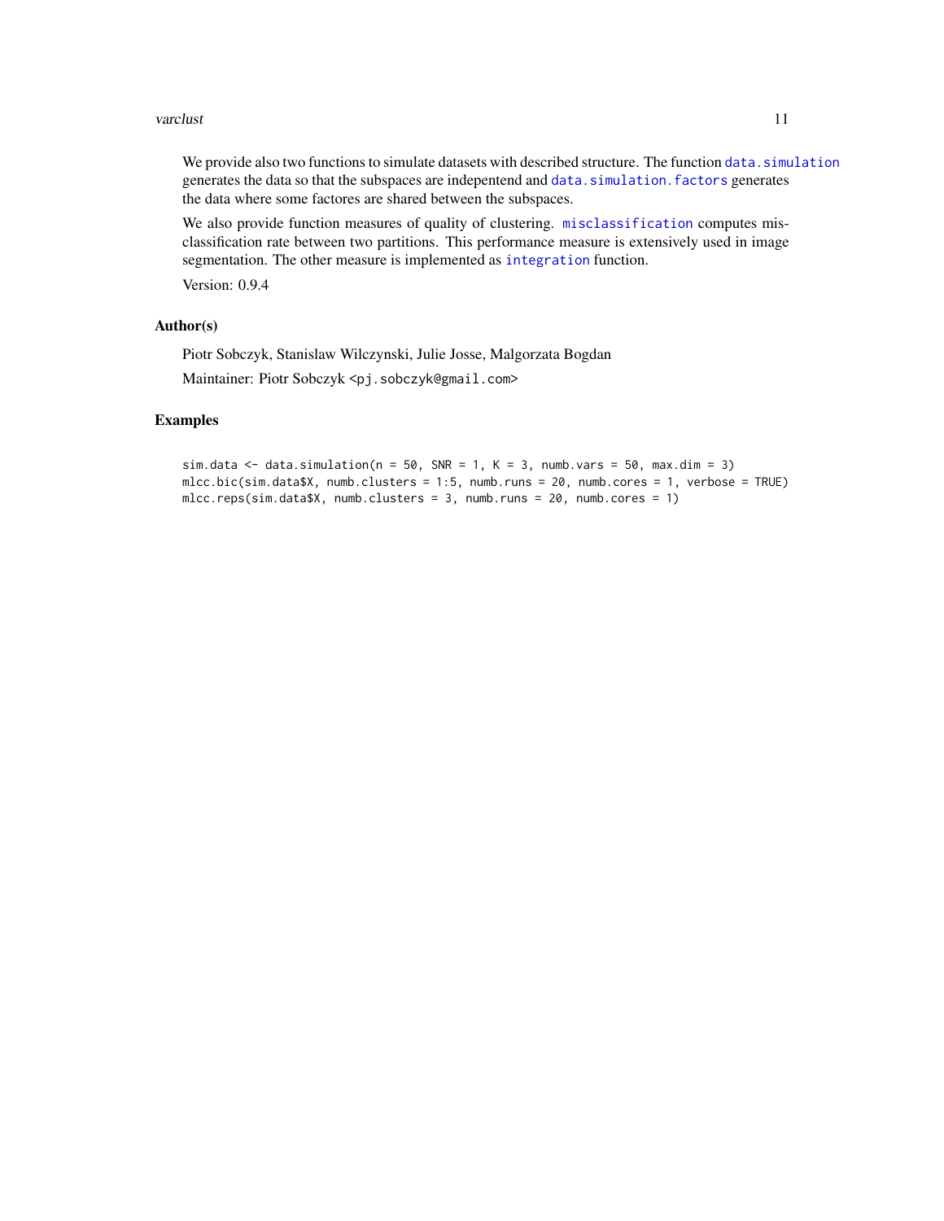We provide also two functions to simulate datasets with described structure. The function `data.simulation` generates the data so that the subspaces are indepentend and `data.simulation.factors` generates the data where some factores are shared between the subspaces.

We also provide function measures of quality of clustering. `misclassification` computes misclassification rate between two partitions. This performance measure is extensively used in image segmentation. The other measure is implemented as `integration` function.

Version: 0.9.4

## Author(s)

Piotr Sobczyk, Stanislaw Wilczynski, Julie Josse, Malgorzata Bogdan

Maintainer: Piotr Sobczyk <pj.sobczyk@gmail.com>

## Examples

```
sim.data <- data.simulation(n = 50, SNR = 1, K = 3, numb.vars = 50, max.dim = 3)
mlcc.bic(sim.data$X, numb.clusters = 1:5, numb.runs = 20, numb.cores = 1, verbose = TRUE)
mlcc.reps(sim.data$X, numb.clusters = 3, numb.runs = 20, numb.cores = 1)
```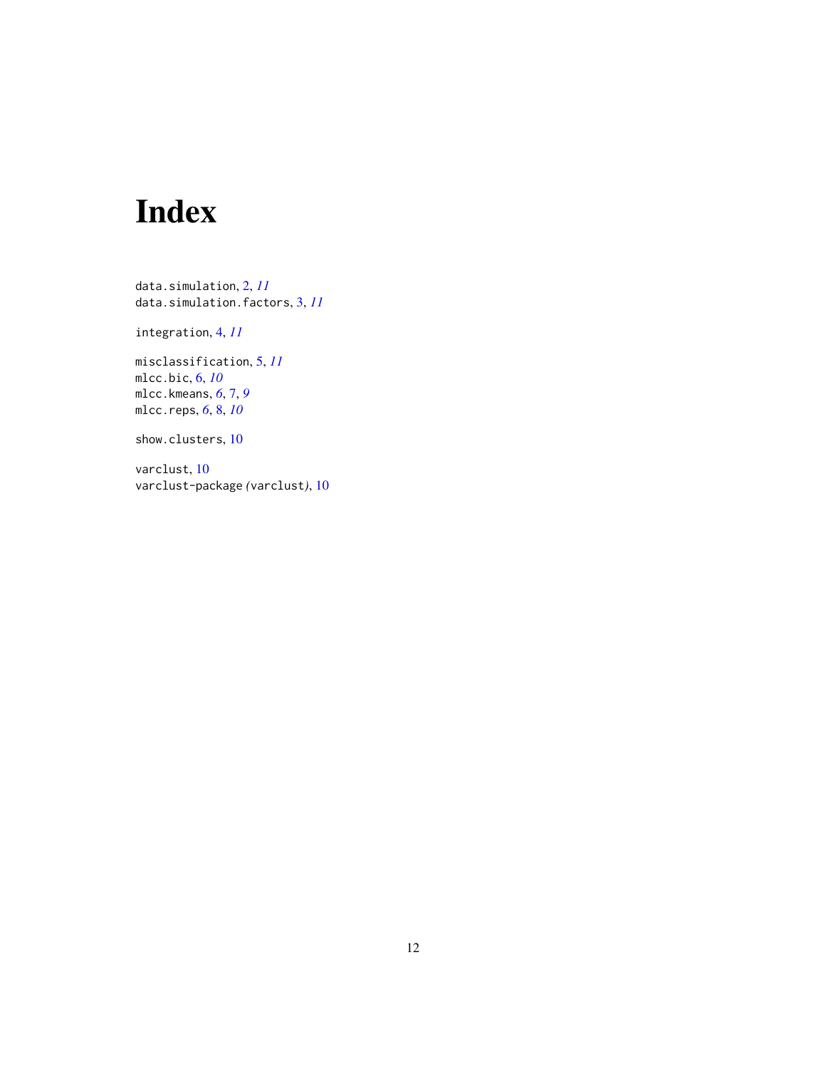# Index

data.simulation, 2, *11*
data.simulation.factors, 3, *11*

integration, 4, *11*

misclassification, 5, *11*
mlcc.bic, 6, *10*
mlcc.kmeans, *6*, 7, *9*
mlcc.reps, *6*, 8, *10*

show.clusters, 10

varclust, 10
varclust-package *(*varclust*)*, 10